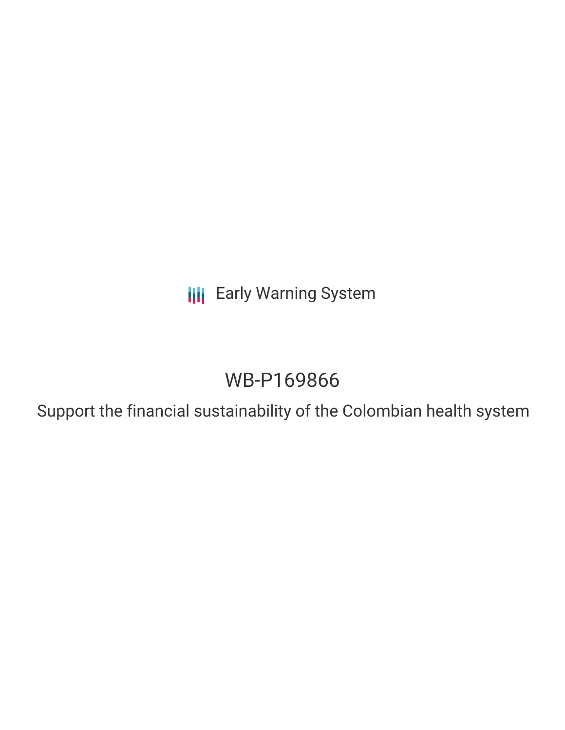Early Warning System

# WB-P169866

## Support the financial sustainability of the Colombian health system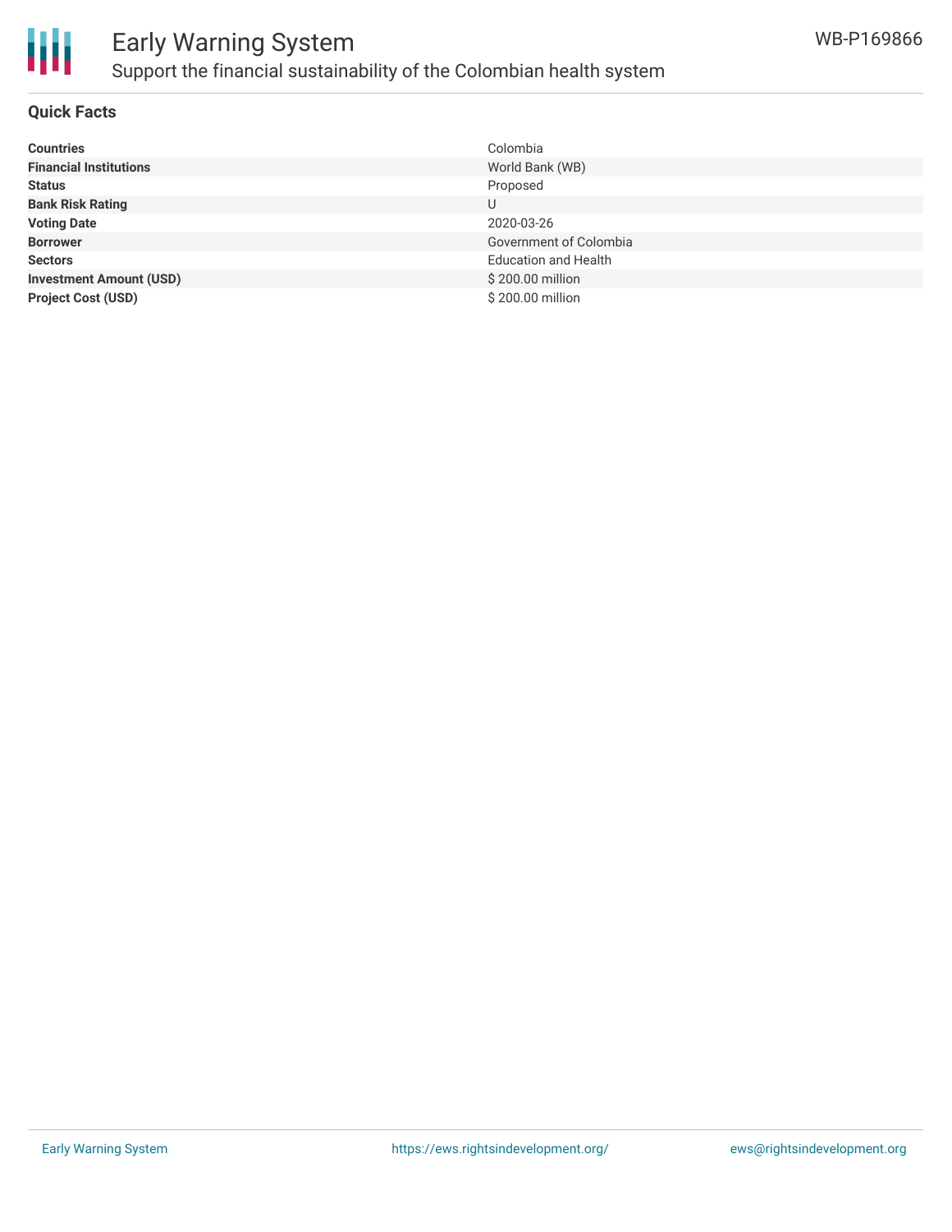# Early Warning System

## Support the financial sustainability of the Colombian health system

WB-P169866

### Quick Facts

| | |
|---|---|
| **Countries** | Colombia |
| **Financial Institutions** | World Bank (WB) |
| **Status** | Proposed |
| **Bank Risk Rating** | U |
| **Voting Date** | 2020-03-26 |
| **Borrower** | Government of Colombia |
| **Sectors** | Education and Health |
| **Investment Amount (USD)** | $ 200.00 million |
| **Project Cost (USD)** | $ 200.00 million |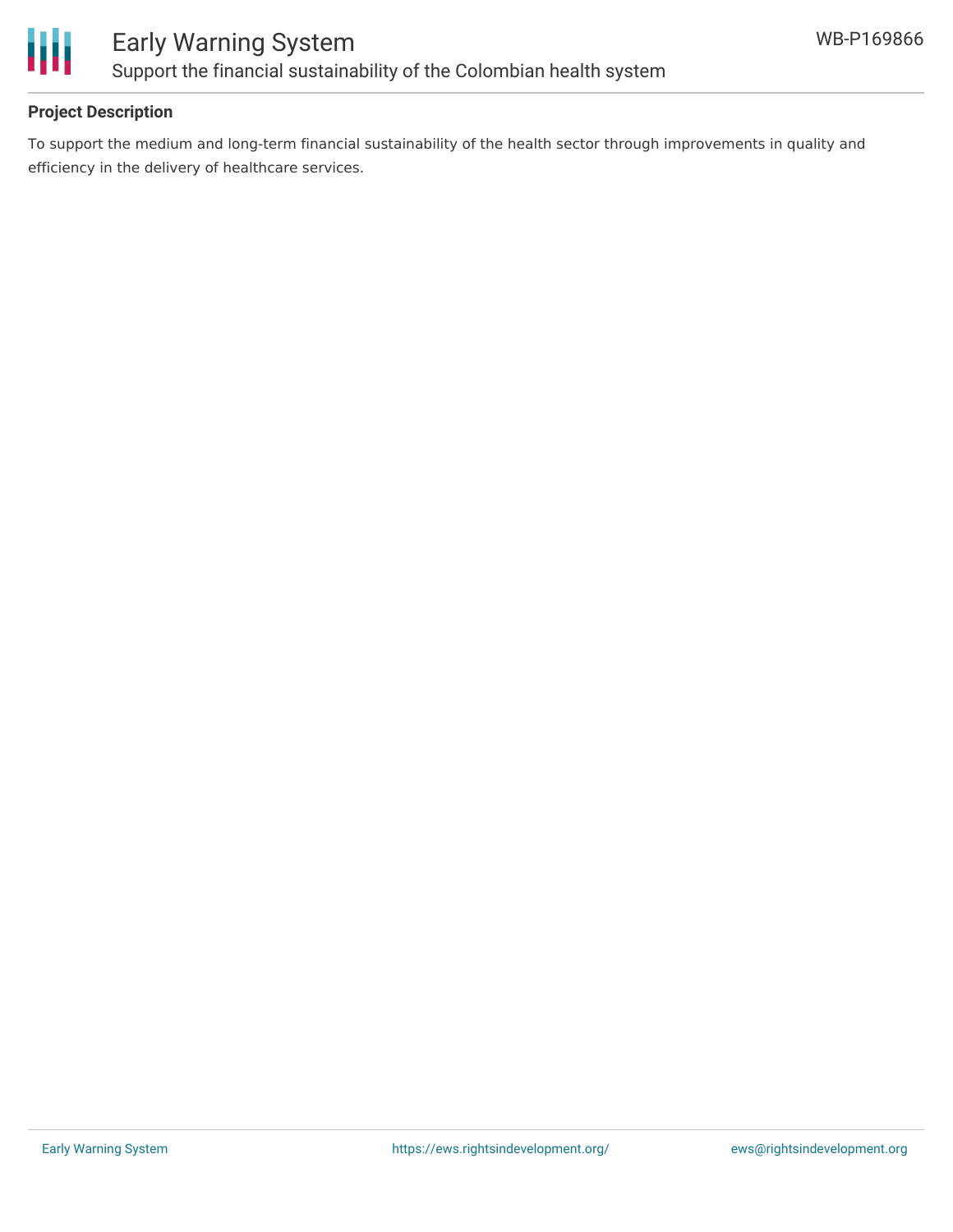**Project Description**

To support the medium and long-term financial sustainability of the health sector through improvements in quality and efficiency in the delivery of healthcare services.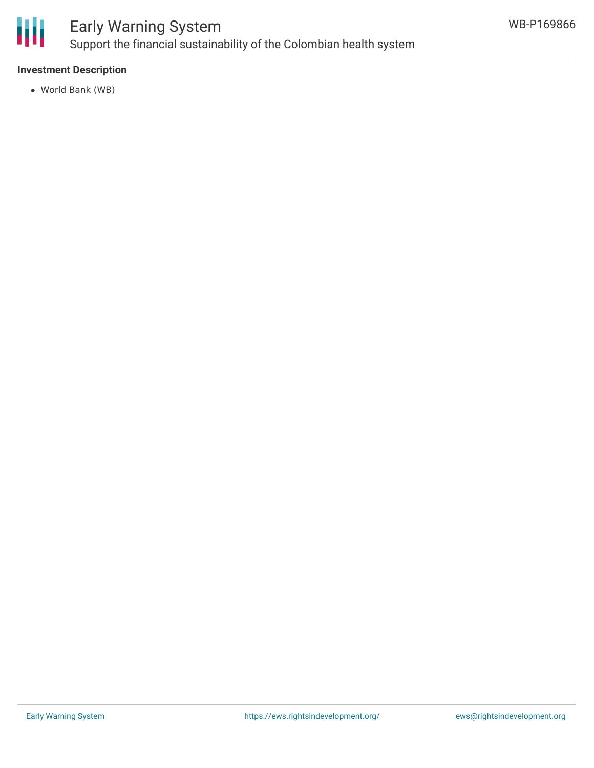**Investment Description**

- World Bank (WB)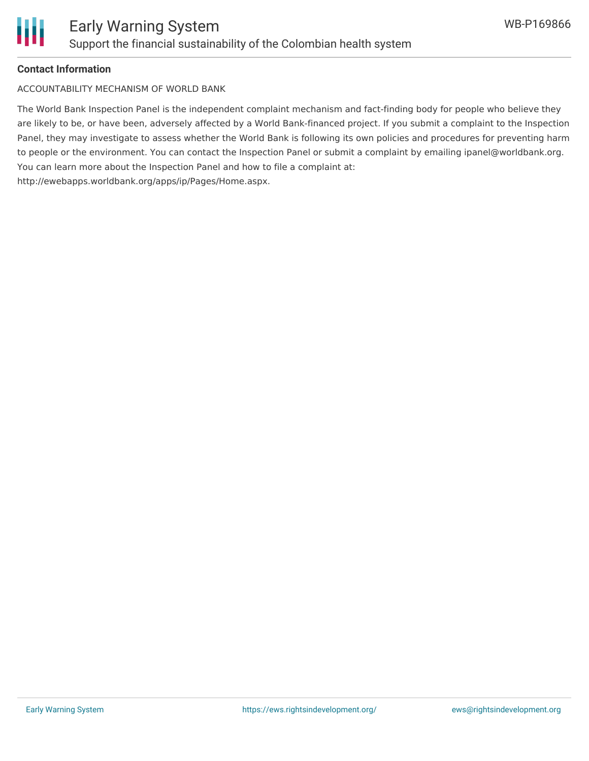**Contact Information**

ACCOUNTABILITY MECHANISM OF WORLD BANK

The World Bank Inspection Panel is the independent complaint mechanism and fact-finding body for people who believe they are likely to be, or have been, adversely affected by a World Bank-financed project. If you submit a complaint to the Inspection Panel, they may investigate to assess whether the World Bank is following its own policies and procedures for preventing harm to people or the environment. You can contact the Inspection Panel or submit a complaint by emailing ipanel@worldbank.org. You can learn more about the Inspection Panel and how to file a complaint at: http://ewebapps.worldbank.org/apps/ip/Pages/Home.aspx.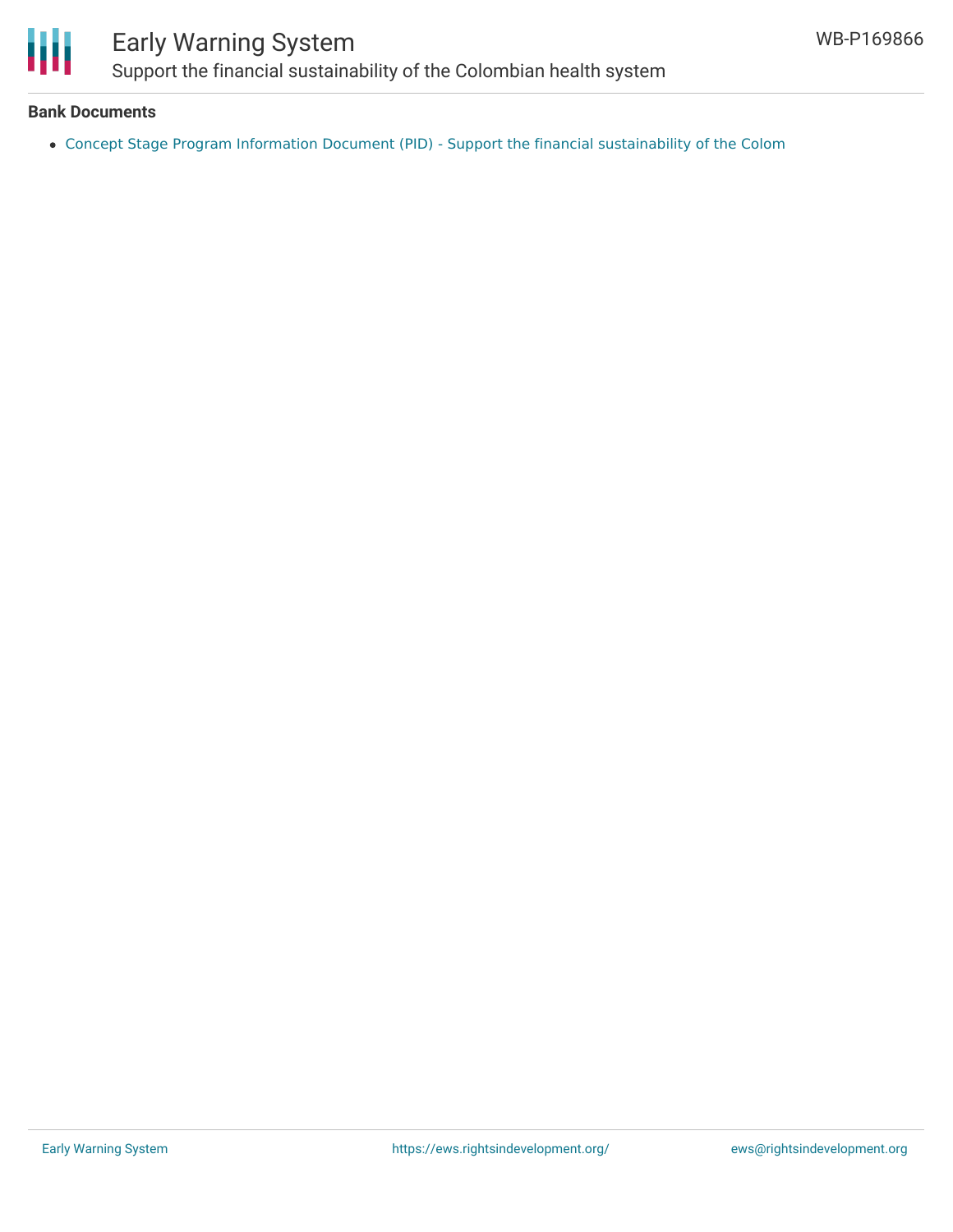**Bank Documents**

- Concept Stage Program Information Document (PID) - Support the financial sustainability of the Colom